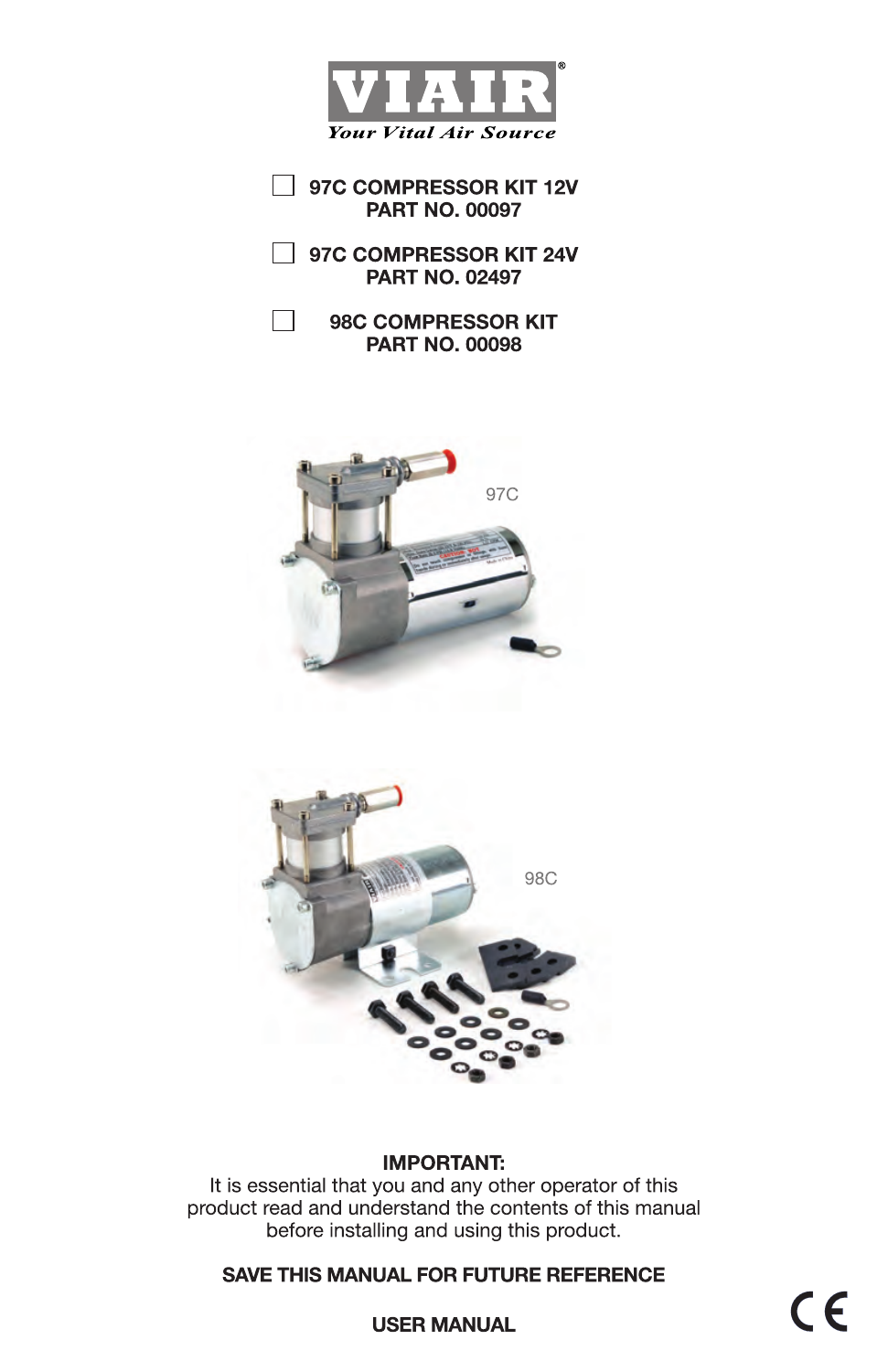# VIAIR

*Your Vital Air Source*

☐ **97C COMPRESSOR KIT 12V PART NO. 00097**

☐ **97C COMPRESSOR KIT 24V PART NO. 02497**

☐ **98C COMPRESSOR KIT PART NO. 00098**

97C

98C

**IMPORTANT:**
It is essential that you and any other operator of this product read and understand the contents of this manual before installing and using this product.

**SAVE THIS MANUAL FOR FUTURE REFERENCE**

**USER MANUAL**

CE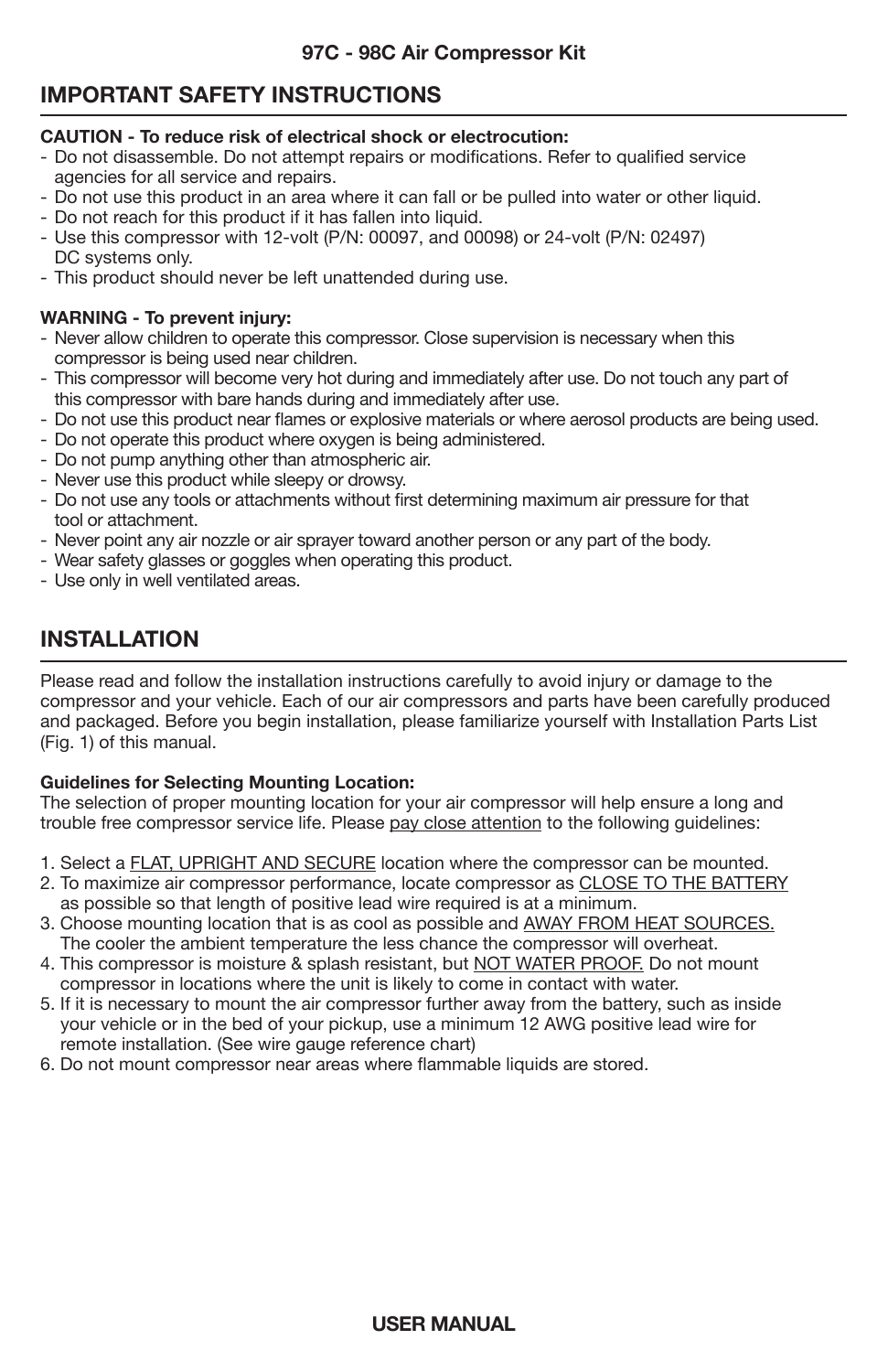# 97C - 98C Air Compressor Kit

## IMPORTANT SAFETY INSTRUCTIONS

**CAUTION - To reduce risk of electrical shock or electrocution:**

- Do not disassemble. Do not attempt repairs or modifications. Refer to qualified service agencies for all service and repairs.
- Do not use this product in an area where it can fall or be pulled into water or other liquid.
- Do not reach for this product if it has fallen into liquid.
- Use this compressor with 12-volt (P/N: 00097, and 00098) or 24-volt (P/N: 02497) DC systems only.
- This product should never be left unattended during use.

**WARNING - To prevent injury:**

- Never allow children to operate this compressor. Close supervision is necessary when this compressor is being used near children.
- This compressor will become very hot during and immediately after use. Do not touch any part of this compressor with bare hands during and immediately after use.
- Do not use this product near flames or explosive materials or where aerosol products are being used.
- Do not operate this product where oxygen is being administered.
- Do not pump anything other than atmospheric air.
- Never use this product while sleepy or drowsy.
- Do not use any tools or attachments without first determining maximum air pressure for that tool or attachment.
- Never point any air nozzle or air sprayer toward another person or any part of the body.
- Wear safety glasses or goggles when operating this product.
- Use only in well ventilated areas.

## INSTALLATION

Please read and follow the installation instructions carefully to avoid injury or damage to the compressor and your vehicle. Each of our air compressors and parts have been carefully produced and packaged. Before you begin installation, please familiarize yourself with Installation Parts List (Fig. 1) of this manual.

**Guidelines for Selecting Mounting Location:**

The selection of proper mounting location for your air compressor will help ensure a long and trouble free compressor service life. Please pay close attention to the following guidelines:

1. Select a FLAT, UPRIGHT AND SECURE location where the compressor can be mounted.
2. To maximize air compressor performance, locate compressor as CLOSE TO THE BATTERY as possible so that length of positive lead wire required is at a minimum.
3. Choose mounting location that is as cool as possible and AWAY FROM HEAT SOURCES. The cooler the ambient temperature the less chance the compressor will overheat.
4. This compressor is moisture & splash resistant, but NOT WATER PROOF. Do not mount compressor in locations where the unit is likely to come in contact with water.
5. If it is necessary to mount the air compressor further away from the battery, such as inside your vehicle or in the bed of your pickup, use a minimum 12 AWG positive lead wire for remote installation. (See wire gauge reference chart)
6. Do not mount compressor near areas where flammable liquids are stored.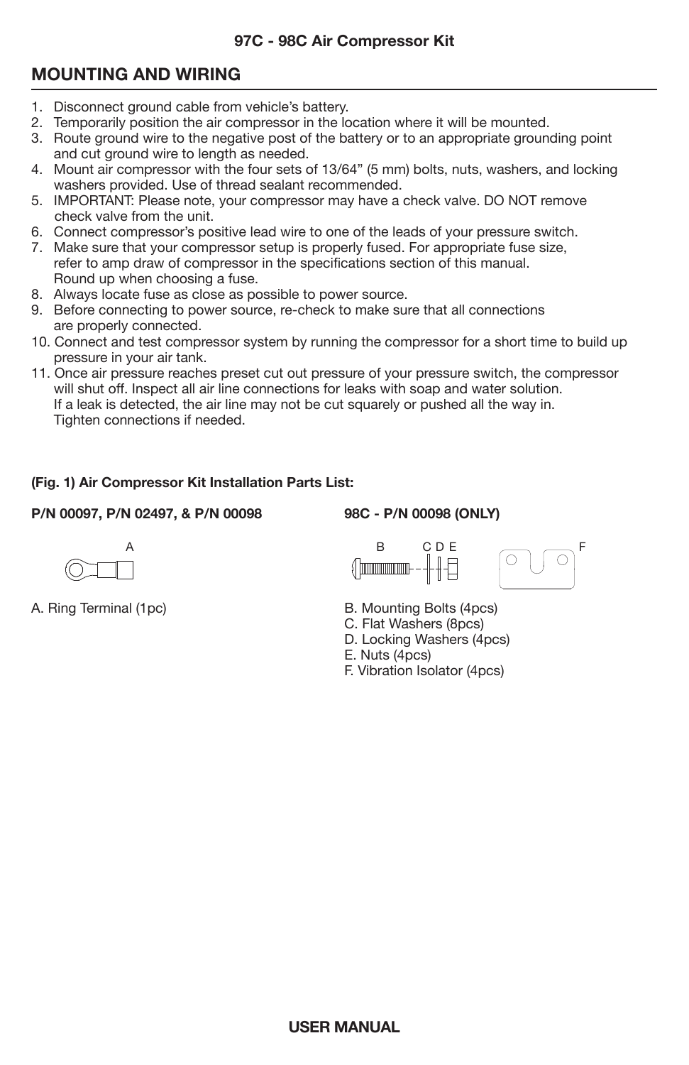## MOUNTING AND WIRING

1. Disconnect ground cable from vehicle's battery.
2. Temporarily position the air compressor in the location where it will be mounted.
3. Route ground wire to the negative post of the battery or to an appropriate grounding point and cut ground wire to length as needed.
4. Mount air compressor with the four sets of 13/64" (5 mm) bolts, nuts, washers, and locking washers provided. Use of thread sealant recommended.
5. IMPORTANT: Please note, your compressor may have a check valve. DO NOT remove check valve from the unit.
6. Connect compressor's positive lead wire to one of the leads of your pressure switch.
7. Make sure that your compressor setup is properly fused. For appropriate fuse size, refer to amp draw of compressor in the specifications section of this manual. Round up when choosing a fuse.
8. Always locate fuse as close as possible to power source.
9. Before connecting to power source, re-check to make sure that all connections are properly connected.
10. Connect and test compressor system by running the compressor for a short time to build up pressure in your air tank.
11. Once air pressure reaches preset cut out pressure of your pressure switch, the compressor will shut off. Inspect all air line connections for leaks with soap and water solution. If a leak is detected, the air line may not be cut squarely or pushed all the way in. Tighten connections if needed.

**(Fig. 1) Air Compressor Kit Installation Parts List:**

**P/N 00097, P/N 02497, & P/N 00098**

A. Ring Terminal (1pc)

**98C - P/N 00098 (ONLY)**

B. Mounting Bolts (4pcs)
C. Flat Washers (8pcs)
D. Locking Washers (4pcs)
E. Nuts (4pcs)
F. Vibration Isolator (4pcs)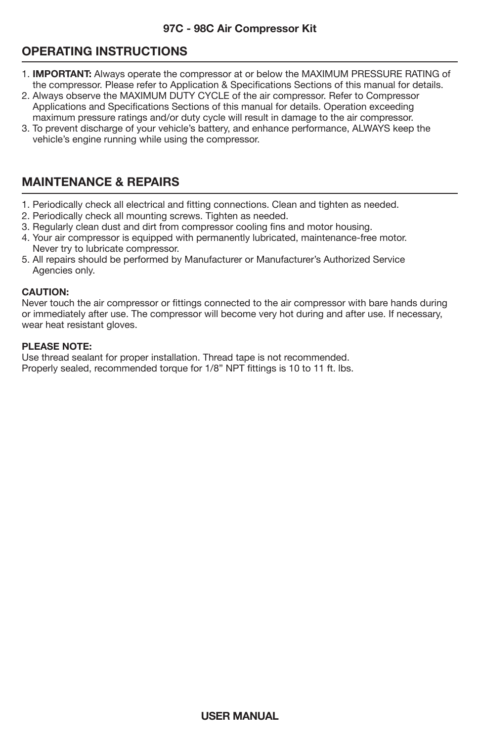## OPERATING INSTRUCTIONS

1. **IMPORTANT:** Always operate the compressor at or below the MAXIMUM PRESSURE RATING of the compressor. Please refer to Application & Specifications Sections of this manual for details.
2. Always observe the MAXIMUM DUTY CYCLE of the air compressor. Refer to Compressor Applications and Specifications Sections of this manual for details. Operation exceeding maximum pressure ratings and/or duty cycle will result in damage to the air compressor.
3. To prevent discharge of your vehicle's battery, and enhance performance, ALWAYS keep the vehicle's engine running while using the compressor.

## MAINTENANCE & REPAIRS

1. Periodically check all electrical and fitting connections. Clean and tighten as needed.
2. Periodically check all mounting screws. Tighten as needed.
3. Regularly clean dust and dirt from compressor cooling fins and motor housing.
4. Your air compressor is equipped with permanently lubricated, maintenance-free motor. Never try to lubricate compressor.
5. All repairs should be performed by Manufacturer or Manufacturer's Authorized Service Agencies only.

**CAUTION:**
Never touch the air compressor or fittings connected to the air compressor with bare hands during or immediately after use. The compressor will become very hot during and after use. If necessary, wear heat resistant gloves.

**PLEASE NOTE:**
Use thread sealant for proper installation. Thread tape is not recommended.
Properly sealed, recommended torque for 1/8" NPT fittings is 10 to 11 ft. lbs.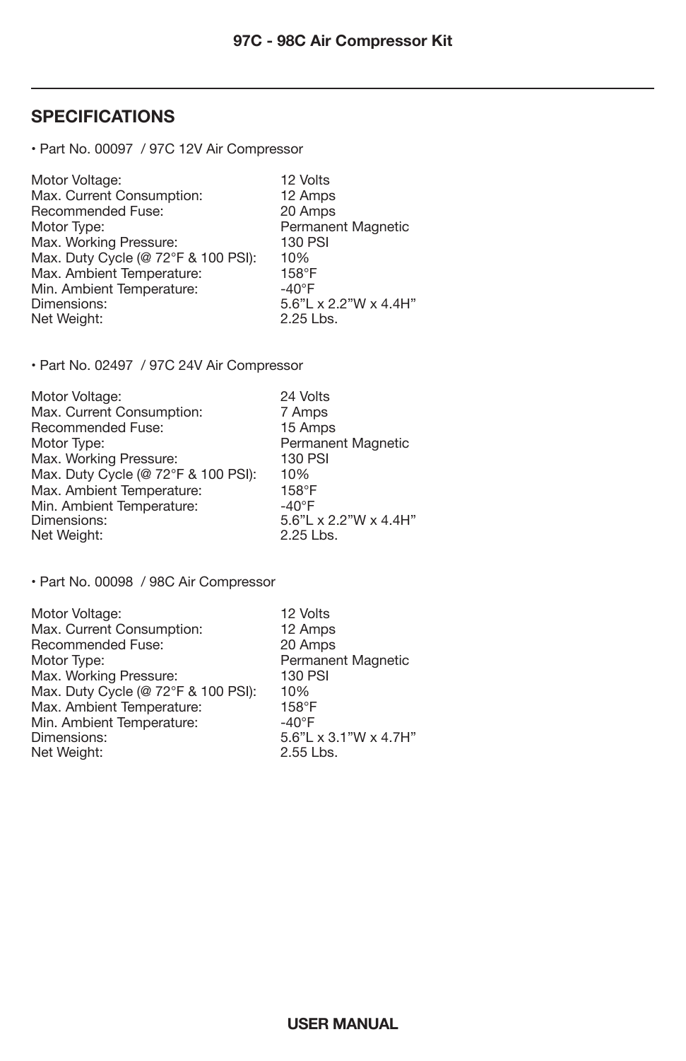## SPECIFICATIONS

- Part No. 00097 / 97C 12V Air Compressor

| | |
|---|---|
| Motor Voltage: | 12 Volts |
| Max. Current Consumption: | 12 Amps |
| Recommended Fuse: | 20 Amps |
| Motor Type: | Permanent Magnetic |
| Max. Working Pressure: | 130 PSI |
| Max. Duty Cycle (@ 72°F & 100 PSI): | 10% |
| Max. Ambient Temperature: | 158°F |
| Min. Ambient Temperature: | -40°F |
| Dimensions: | 5.6"L x 2.2"W x 4.4H" |
| Net Weight: | 2.25 Lbs. |

- Part No. 02497 / 97C 24V Air Compressor

| | |
|---|---|
| Motor Voltage: | 24 Volts |
| Max. Current Consumption: | 7 Amps |
| Recommended Fuse: | 15 Amps |
| Motor Type: | Permanent Magnetic |
| Max. Working Pressure: | 130 PSI |
| Max. Duty Cycle (@ 72°F & 100 PSI): | 10% |
| Max. Ambient Temperature: | 158°F |
| Min. Ambient Temperature: | -40°F |
| Dimensions: | 5.6"L x 2.2"W x 4.4H" |
| Net Weight: | 2.25 Lbs. |

- Part No. 00098 / 98C Air Compressor

| | |
|---|---|
| Motor Voltage: | 12 Volts |
| Max. Current Consumption: | 12 Amps |
| Recommended Fuse: | 20 Amps |
| Motor Type: | Permanent Magnetic |
| Max. Working Pressure: | 130 PSI |
| Max. Duty Cycle (@ 72°F & 100 PSI): | 10% |
| Max. Ambient Temperature: | 158°F |
| Min. Ambient Temperature: | -40°F |
| Dimensions: | 5.6"L x 3.1"W x 4.7H" |
| Net Weight: | 2.55 Lbs. |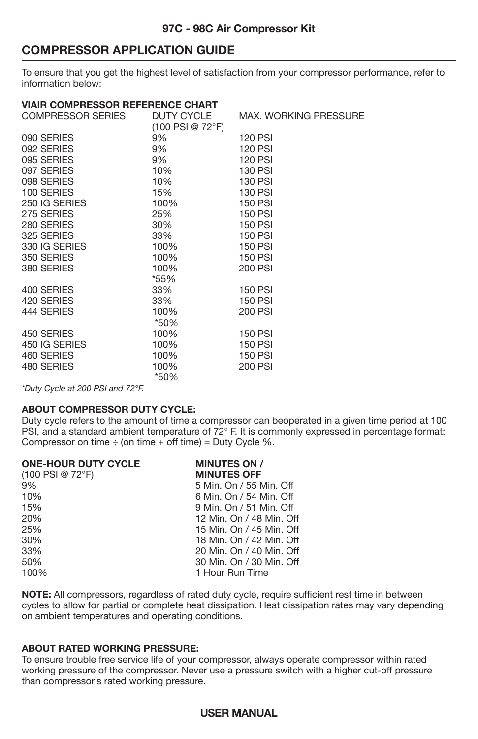### 97C - 98C Air Compressor Kit

## COMPRESSOR APPLICATION GUIDE

To ensure that you get the highest level of satisfaction from your compressor performance, refer to information below:

**VIAIR COMPRESSOR REFERENCE CHART**

| COMPRESSOR SERIES | DUTY CYCLE (100 PSI @ 72°F) | MAX. WORKING PRESSURE |
|---|---|---|
| 090 SERIES | 9% | 120 PSI |
| 092 SERIES | 9% | 120 PSI |
| 095 SERIES | 9% | 120 PSI |
| 097 SERIES | 10% | 130 PSI |
| 098 SERIES | 10% | 130 PSI |
| 100 SERIES | 15% | 130 PSI |
| 250 IG SERIES | 100% | 150 PSI |
| 275 SERIES | 25% | 150 PSI |
| 280 SERIES | 30% | 150 PSI |
| 325 SERIES | 33% | 150 PSI |
| 330 IG SERIES | 100% | 150 PSI |
| 350 SERIES | 100% | 150 PSI |
| 380 SERIES | 100% *55% | 200 PSI |
| 400 SERIES | 33% | 150 PSI |
| 420 SERIES | 33% | 150 PSI |
| 444 SERIES | 100% *50% | 200 PSI |
| 450 SERIES | 100% | 150 PSI |
| 450 IG SERIES | 100% | 150 PSI |
| 460 SERIES | 100% | 150 PSI |
| 480 SERIES | 100% *50% | 200 PSI |

*\*Duty Cycle at 200 PSI and 72°F.*

**ABOUT COMPRESSOR DUTY CYCLE:**
Duty cycle refers to the amount of time a compressor can beoperated in a given time period at 100 PSI, and a standard ambient temperature of 72° F. It is commonly expressed in percentage format: Compressor on time ÷ (on time + off time) = Duty Cycle %.

| ONE-HOUR DUTY CYCLE (100 PSI @ 72°F) | MINUTES ON / MINUTES OFF |
|---|---|
| 9% | 5 Min. On / 55 Min. Off |
| 10% | 6 Min. On / 54 Min. Off |
| 15% | 9 Min. On / 51 Min. Off |
| 20% | 12 Min. On / 48 Min. Off |
| 25% | 15 Min. On / 45 Min. Off |
| 30% | 18 Min. On / 42 Min. Off |
| 33% | 20 Min. On / 40 Min. Off |
| 50% | 30 Min. On / 30 Min. Off |
| 100% | 1 Hour Run Time |

**NOTE:** All compressors, regardless of rated duty cycle, require sufficient rest time in between cycles to allow for partial or complete heat dissipation. Heat dissipation rates may vary depending on ambient temperatures and operating conditions.

**ABOUT RATED WORKING PRESSURE:**
To ensure trouble free service life of your compressor, always operate compressor within rated working pressure of the compressor. Never use a pressure switch with a higher cut-off pressure than compressor's rated working pressure.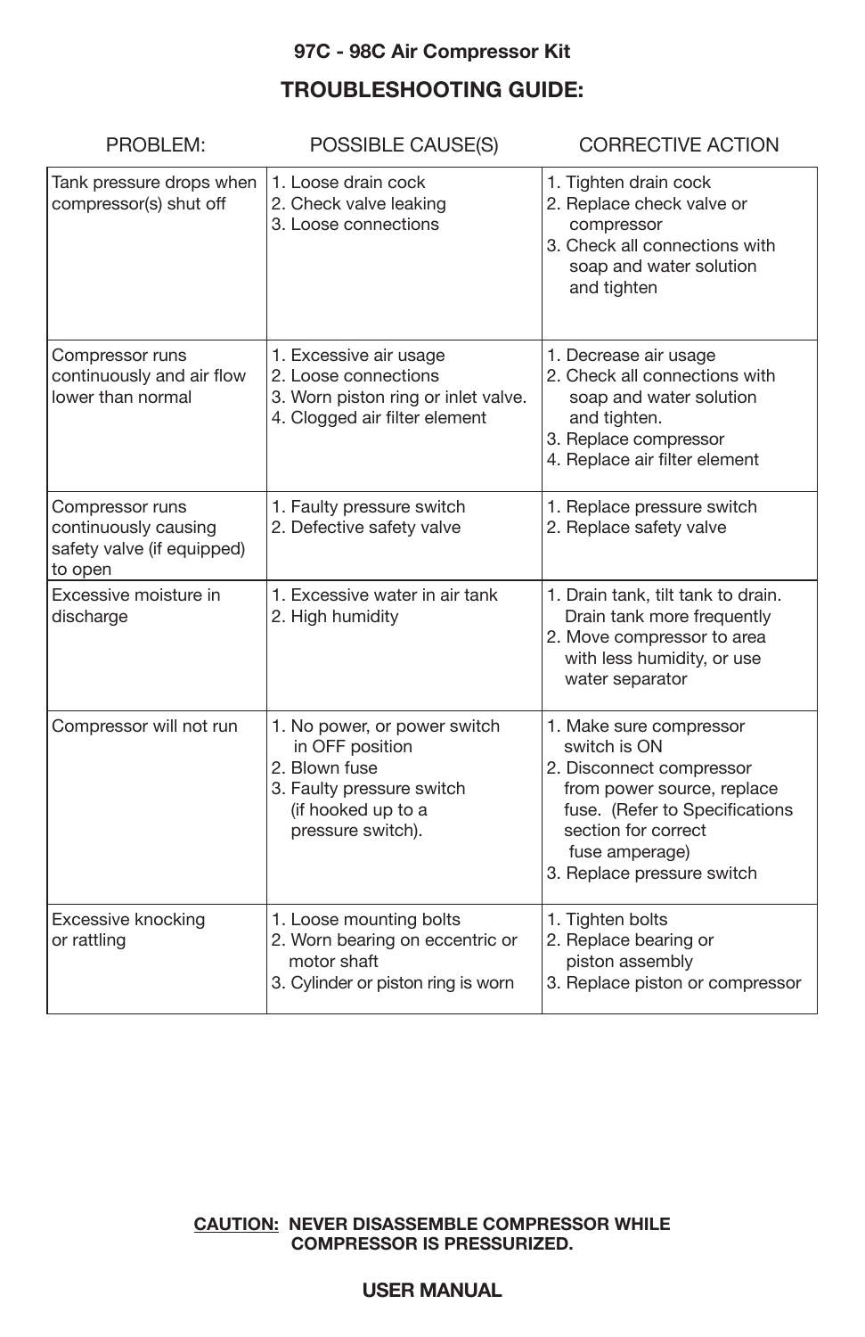**97C - 98C Air Compressor Kit**

## TROUBLESHOOTING GUIDE:

| PROBLEM: | POSSIBLE CAUSE(S) | CORRECTIVE ACTION |
|---|---|---|
| Tank pressure drops when compressor(s) shut off | 1. Loose drain cock<br>2. Check valve leaking<br>3. Loose connections | 1. Tighten drain cock<br>2. Replace check valve or compressor<br>3. Check all connections with soap and water solution and tighten |
| Compressor runs continuously and air flow lower than normal | 1. Excessive air usage<br>2. Loose connections<br>3. Worn piston ring or inlet valve.<br>4. Clogged air filter element | 1. Decrease air usage<br>2. Check all connections with soap and water solution and tighten.<br>3. Replace compressor<br>4. Replace air filter element |
| Compressor runs continuously causing safety valve (if equipped) to open | 1. Faulty pressure switch<br>2. Defective safety valve | 1. Replace pressure switch<br>2. Replace safety valve |
| Excessive moisture in discharge | 1. Excessive water in air tank<br>2. High humidity | 1. Drain tank, tilt tank to drain. Drain tank more frequently<br>2. Move compressor to area with less humidity, or use water separator |
| Compressor will not run | 1. No power, or power switch in OFF position<br>2. Blown fuse<br>3. Faulty pressure switch (if hooked up to a pressure switch). | 1. Make sure compressor switch is ON<br>2. Disconnect compressor from power source, replace fuse. (Refer to Specifications section for correct fuse amperage)<br>3. Replace pressure switch |
| Excessive knocking or rattling | 1. Loose mounting bolts<br>2. Worn bearing on eccentric or motor shaft<br>3. Cylinder or piston ring is worn | 1. Tighten bolts<br>2. Replace bearing or piston assembly<br>3. Replace piston or compressor |

**CAUTION: NEVER DISASSEMBLE COMPRESSOR WHILE COMPRESSOR IS PRESSURIZED.**

**USER MANUAL**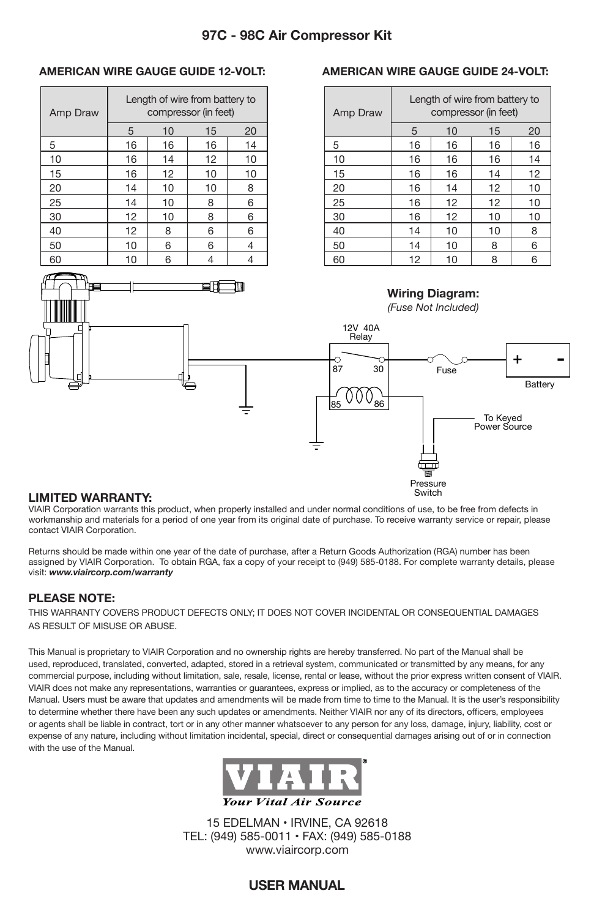# 97C - 98C Air Compressor Kit

### AMERICAN WIRE GAUGE GUIDE 12-VOLT:

| Amp Draw | Length of wire from battery to compressor (in feet) | | | |
|---|---|---|---|---|
| | 5 | 10 | 15 | 20 |
| 5 | 16 | 16 | 16 | 14 |
| 10 | 16 | 14 | 12 | 10 |
| 15 | 16 | 12 | 10 | 10 |
| 20 | 14 | 10 | 10 | 8 |
| 25 | 14 | 10 | 8 | 6 |
| 30 | 12 | 10 | 8 | 6 |
| 40 | 12 | 8 | 6 | 6 |
| 50 | 10 | 6 | 6 | 4 |
| 60 | 10 | 6 | 4 | 4 |

### AMERICAN WIRE GAUGE GUIDE 24-VOLT:

| Amp Draw | Length of wire from battery to compressor (in feet) | | | |
|---|---|---|---|---|
| | 5 | 10 | 15 | 20 |
| 5 | 16 | 16 | 16 | 16 |
| 10 | 16 | 16 | 16 | 14 |
| 15 | 16 | 16 | 14 | 12 |
| 20 | 16 | 14 | 12 | 10 |
| 25 | 16 | 12 | 12 | 10 |
| 30 | 16 | 12 | 10 | 10 |
| 40 | 14 | 10 | 10 | 8 |
| 50 | 14 | 10 | 8 | 6 |
| 60 | 12 | 10 | 8 | 6 |

**Wiring Diagram:**
*(Fuse Not Included)*

12V 40A Relay

87 30 85 86

Fuse

+ -

Battery

To Keyed Power Source

Pressure Switch

### LIMITED WARRANTY:

VIAIR Corporation warrants this product, when properly installed and under normal conditions of use, to be free from defects in workmanship and materials for a period of one year from its original date of purchase. To receive warranty service or repair, please contact VIAIR Corporation.

Returns should be made within one year of the date of purchase, after a Return Goods Authorization (RGA) number has been assigned by VIAIR Corporation. To obtain RGA, fax a copy of your receipt to (949) 585-0188. For complete warranty details, please visit: ***www.viaircorp.com/warranty***

### PLEASE NOTE:

THIS WARRANTY COVERS PRODUCT DEFECTS ONLY; IT DOES NOT COVER INCIDENTAL OR CONSEQUENTIAL DAMAGES AS RESULT OF MISUSE OR ABUSE.

This Manual is proprietary to VIAIR Corporation and no ownership rights are hereby transferred. No part of the Manual shall be used, reproduced, translated, converted, adapted, stored in a retrieval system, communicated or transmitted by any means, for any commercial purpose, including without limitation, sale, resale, license, rental or lease, without the prior express written consent of VIAIR. VIAIR does not make any representations, warranties or guarantees, express or implied, as to the accuracy or completeness of the Manual. Users must be aware that updates and amendments will be made from time to time to the Manual. It is the user's responsibility to determine whether there have been any such updates or amendments. Neither VIAIR nor any of its directors, officers, employees or agents shall be liable in contract, tort or in any other manner whatsoever to any person for any loss, damage, injury, liability, cost or expense of any nature, including without limitation incidental, special, direct or consequential damages arising out of or in connection with the use of the Manual.

VIAIR®
*Your Vital Air Source*

15 EDELMAN • IRVINE, CA 92618
TEL: (949) 585-0011 • FAX: (949) 585-0188
www.viaircorp.com

## USER MANUAL